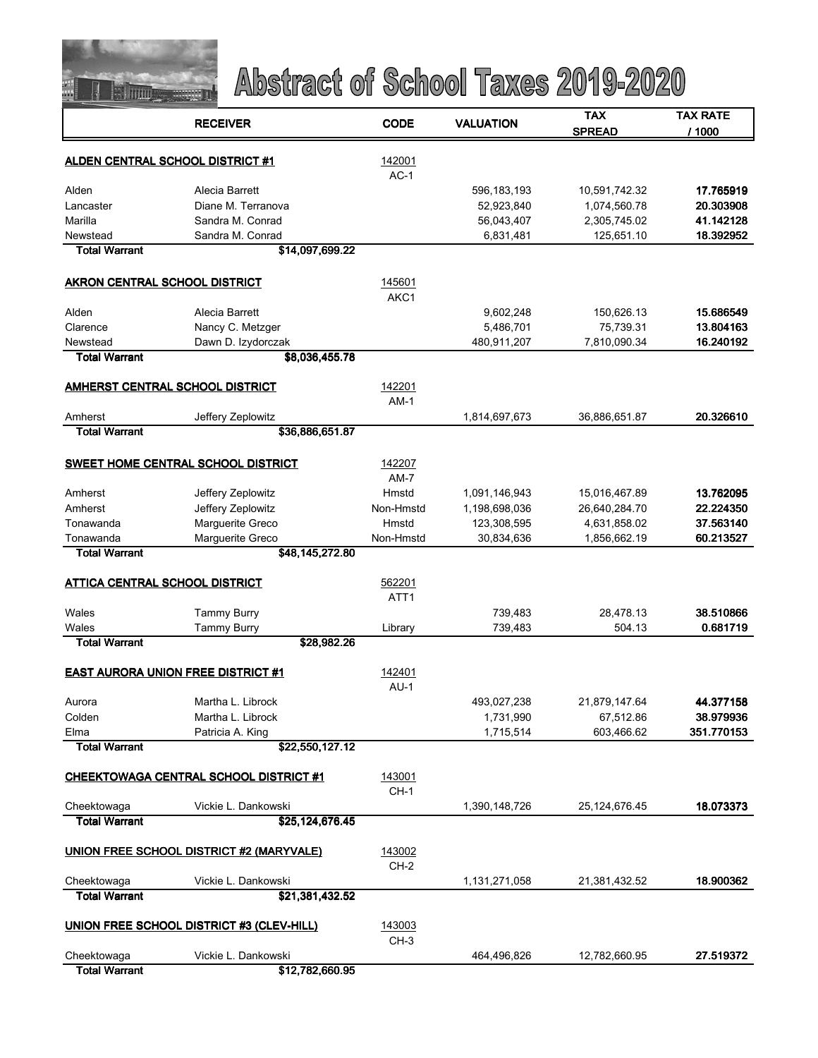# Abstract of School Taxes 2019-2020

| | RECEIVER | CODE | VALUATION | TAX SPREAD | TAX RATE / 1000 |
|---|---|---|---|---|---|
| **ALDEN CENTRAL SCHOOL DISTRICT #1** | | 142001 | | | |
| | | AC-1 | | | |
| Alden | Alecia Barrett | | 596,183,193 | 10,591,742.32 | **17.765919** |
| Lancaster | Diane M. Terranova | | 52,923,840 | 1,074,560.78 | **20.303908** |
| Marilla | Sandra M. Conrad | | 56,043,407 | 2,305,745.02 | **41.142128** |
| Newstead | Sandra M. Conrad | | 6,831,481 | 125,651.10 | **18.392952** |
| **Total Warrant** | **$14,097,699.22** | | | | |
| **AKRON CENTRAL SCHOOL DISTRICT** | | 145601 | | | |
| | | AKC1 | | | |
| Alden | Alecia Barrett | | 9,602,248 | 150,626.13 | **15.686549** |
| Clarence | Nancy C. Metzger | | 5,486,701 | 75,739.31 | **13.804163** |
| Newstead | Dawn D. Izydorczak | | 480,911,207 | 7,810,090.34 | **16.240192** |
| **Total Warrant** | **$8,036,455.78** | | | | |
| **AMHERST CENTRAL SCHOOL DISTRICT** | | 142201 | | | |
| | | AM-1 | | | |
| Amherst | Jeffery Zeplowitz | | 1,814,697,673 | 36,886,651.87 | **20.326610** |
| **Total Warrant** | **$36,886,651.87** | | | | |
| **SWEET HOME CENTRAL SCHOOL DISTRICT** | | 142207 | | | |
| | | AM-7 | | | |
| Amherst | Jeffery Zeplowitz | Hmstd | 1,091,146,943 | 15,016,467.89 | **13.762095** |
| Amherst | Jeffery Zeplowitz | Non-Hmstd | 1,198,698,036 | 26,640,284.70 | **22.224350** |
| Tonawanda | Marguerite Greco | Hmstd | 123,308,595 | 4,631,858.02 | **37.563140** |
| Tonawanda | Marguerite Greco | Non-Hmstd | 30,834,636 | 1,856,662.19 | **60.213527** |
| **Total Warrant** | **$48,145,272.80** | | | | |
| **ATTICA CENTRAL SCHOOL DISTRICT** | | 562201 | | | |
| | | ATT1 | | | |
| Wales | Tammy Burry | | 739,483 | 28,478.13 | **38.510866** |
| Wales | Tammy Burry | Library | 739,483 | 504.13 | **0.681719** |
| **Total Warrant** | **$28,982.26** | | | | |
| **EAST AURORA UNION FREE DISTRICT #1** | | 142401 | | | |
| | | AU-1 | | | |
| Aurora | Martha L. Librock | | 493,027,238 | 21,879,147.64 | **44.377158** |
| Colden | Martha L. Librock | | 1,731,990 | 67,512.86 | **38.979936** |
| Elma | Patricia A. King | | 1,715,514 | 603,466.62 | **351.770153** |
| **Total Warrant** | **$22,550,127.12** | | | | |
| **CHEEKTOWAGA CENTRAL SCHOOL DISTRICT #1** | | 143001 | | | |
| | | CH-1 | | | |
| Cheektowaga | Vickie L. Dankowski | | 1,390,148,726 | 25,124,676.45 | **18.073373** |
| **Total Warrant** | **$25,124,676.45** | | | | |
| **UNION FREE SCHOOL DISTRICT #2 (MARYVALE)** | | 143002 | | | |
| | | CH-2 | | | |
| Cheektowaga | Vickie L. Dankowski | | 1,131,271,058 | 21,381,432.52 | **18.900362** |
| **Total Warrant** | **$21,381,432.52** | | | | |
| **UNION FREE SCHOOL DISTRICT #3 (CLEV-HILL)** | | 143003 | | | |
| | | CH-3 | | | |
| Cheektowaga | Vickie L. Dankowski | | 464,496,826 | 12,782,660.95 | **27.519372** |
| **Total Warrant** | **$12,782,660.95** | | | | |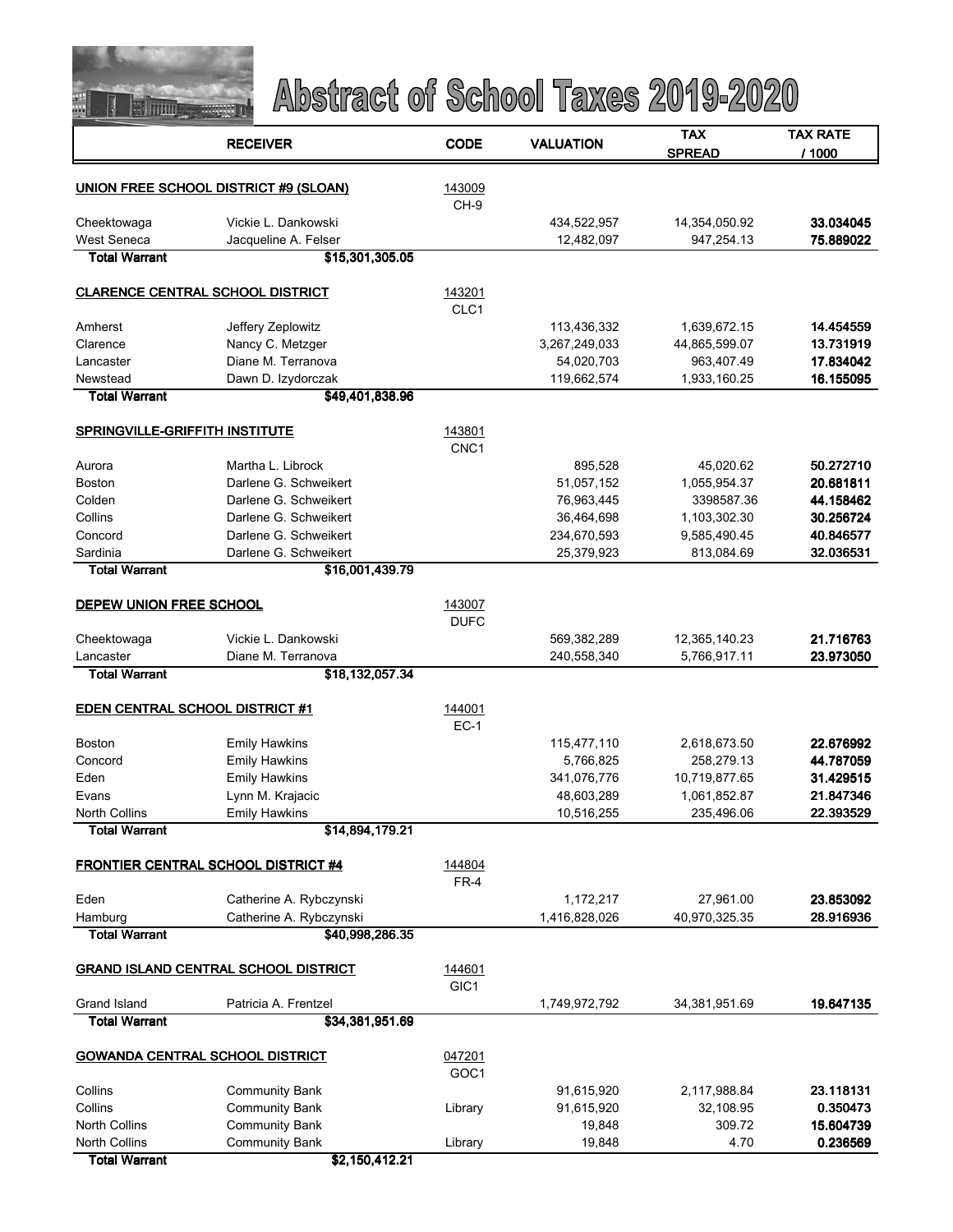# Abstract of School Taxes 2019-2020

| | RECEIVER | CODE | VALUATION | TAX SPREAD | TAX RATE / 1000 |
|---|---|---|---|---|---|
| **UNION FREE SCHOOL DISTRICT #9 (SLOAN)** | | 143009 CH-9 | | | |
| Cheektowaga | Vickie L. Dankowski | | 434,522,957 | 14,354,050.92 | **33.034045** |
| West Seneca | Jacqueline A. Felser | | 12,482,097 | 947,254.13 | **75.889022** |
| **Total Warrant** | **$15,301,305.05** | | | | |
| **CLARENCE CENTRAL SCHOOL DISTRICT** | | 143201 CLC1 | | | |
| Amherst | Jeffery Zeplowitz | | 113,436,332 | 1,639,672.15 | **14.454559** |
| Clarence | Nancy C. Metzger | | 3,267,249,033 | 44,865,599.07 | **13.731919** |
| Lancaster | Diane M. Terranova | | 54,020,703 | 963,407.49 | **17.834042** |
| Newstead | Dawn D. Izydorczak | | 119,662,574 | 1,933,160.25 | **16.155095** |
| **Total Warrant** | **$49,401,838.96** | | | | |
| **SPRINGVILLE-GRIFFITH INSTITUTE** | | 143801 CNC1 | | | |
| Aurora | Martha L. Librock | | 895,528 | 45,020.62 | **50.272710** |
| Boston | Darlene G. Schweikert | | 51,057,152 | 1,055,954.37 | **20.681811** |
| Colden | Darlene G. Schweikert | | 76,963,445 | 3398587.36 | **44.158462** |
| Collins | Darlene G. Schweikert | | 36,464,698 | 1,103,302.30 | **30.256724** |
| Concord | Darlene G. Schweikert | | 234,670,593 | 9,585,490.45 | **40.846577** |
| Sardinia | Darlene G. Schweikert | | 25,379,923 | 813,084.69 | **32.036531** |
| **Total Warrant** | **$16,001,439.79** | | | | |
| **DEPEW UNION FREE SCHOOL** | | 143007 DUFC | | | |
| Cheektowaga | Vickie L. Dankowski | | 569,382,289 | 12,365,140.23 | **21.716763** |
| Lancaster | Diane M. Terranova | | 240,558,340 | 5,766,917.11 | **23.973050** |
| **Total Warrant** | **$18,132,057.34** | | | | |
| **EDEN CENTRAL SCHOOL DISTRICT #1** | | 144001 EC-1 | | | |
| Boston | Emily Hawkins | | 115,477,110 | 2,618,673.50 | **22.676992** |
| Concord | Emily Hawkins | | 5,766,825 | 258,279.13 | **44.787059** |
| Eden | Emily Hawkins | | 341,076,776 | 10,719,877.65 | **31.429515** |
| Evans | Lynn M. Krajacic | | 48,603,289 | 1,061,852.87 | **21.847346** |
| North Collins | Emily Hawkins | | 10,516,255 | 235,496.06 | **22.393529** |
| **Total Warrant** | **$14,894,179.21** | | | | |
| **FRONTIER CENTRAL SCHOOL DISTRICT #4** | | 144804 FR-4 | | | |
| Eden | Catherine A. Rybczynski | | 1,172,217 | 27,961.00 | **23.853092** |
| Hamburg | Catherine A. Rybczynski | | 1,416,828,026 | 40,970,325.35 | **28.916936** |
| **Total Warrant** | **$40,998,286.35** | | | | |
| **GRAND ISLAND CENTRAL SCHOOL DISTRICT** | | 144601 GIC1 | | | |
| Grand Island | Patricia A. Frentzel | | 1,749,972,792 | 34,381,951.69 | **19.647135** |
| **Total Warrant** | **$34,381,951.69** | | | | |
| **GOWANDA CENTRAL SCHOOL DISTRICT** | | 047201 GOC1 | | | |
| Collins | Community Bank | | 91,615,920 | 2,117,988.84 | **23.118131** |
| Collins | Community Bank | Library | 91,615,920 | 32,108.95 | **0.350473** |
| North Collins | Community Bank | | 19,848 | 309.72 | **15.604739** |
| North Collins | Community Bank | Library | 19,848 | 4.70 | **0.236569** |
| **Total Warrant** | **$2,150,412.21** | | | | |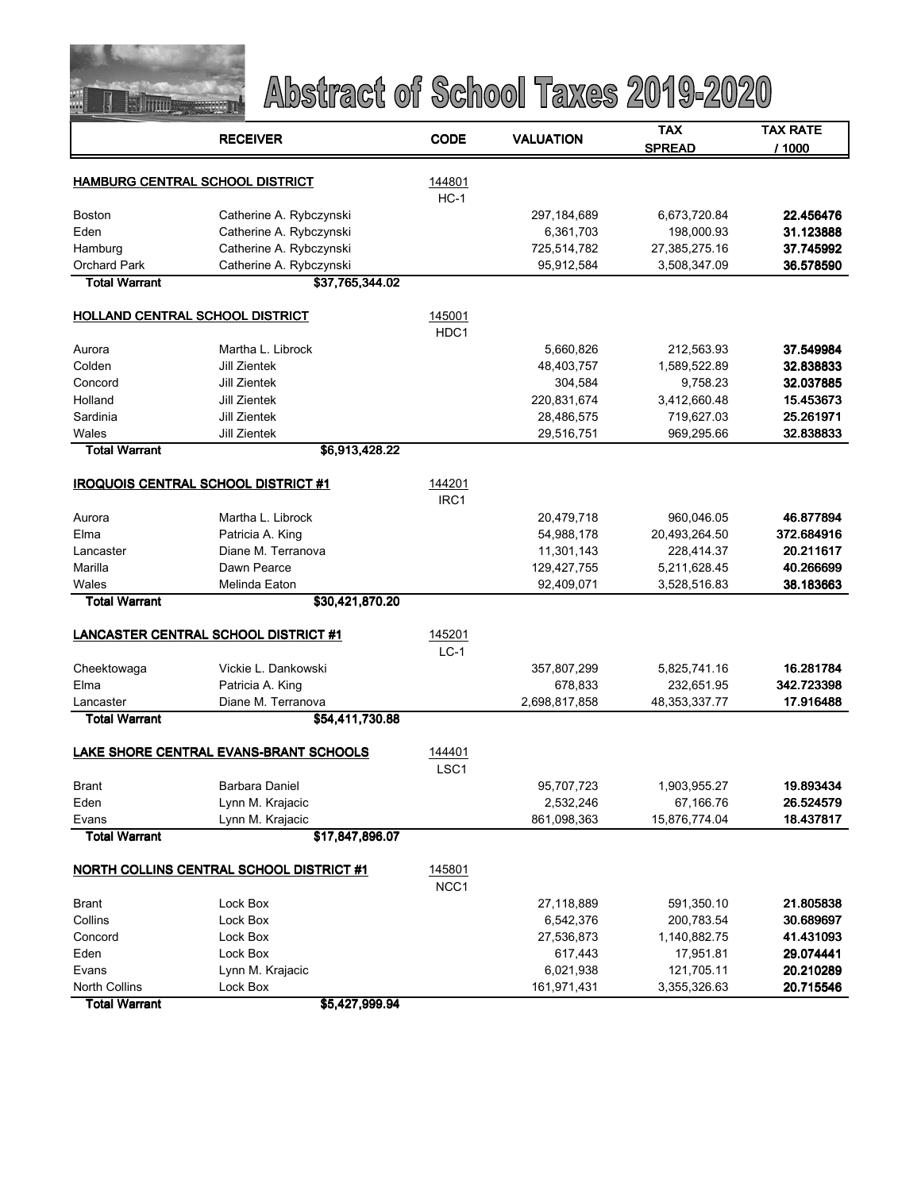# Abstract of School Taxes 2019-2020

| | RECEIVER | CODE | VALUATION | TAX SPREAD | TAX RATE / 1000 |
|---|---|---|---|---|---|
| **HAMBURG CENTRAL SCHOOL DISTRICT** | | 144801 HC-1 | | | |
| Boston | Catherine A. Rybczynski | | 297,184,689 | 6,673,720.84 | **22.456476** |
| Eden | Catherine A. Rybczynski | | 6,361,703 | 198,000.93 | **31.123888** |
| Hamburg | Catherine A. Rybczynski | | 725,514,782 | 27,385,275.16 | **37.745992** |
| Orchard Park | Catherine A. Rybczynski | | 95,912,584 | 3,508,347.09 | **36.578590** |
| **Total Warrant** | **$37,765,344.02** | | | | |
| **HOLLAND CENTRAL SCHOOL DISTRICT** | | 145001 HDC1 | | | |
| Aurora | Martha L. Librock | | 5,660,826 | 212,563.93 | **37.549984** |
| Colden | Jill Zientek | | 48,403,757 | 1,589,522.89 | **32.838833** |
| Concord | Jill Zientek | | 304,584 | 9,758.23 | **32.037885** |
| Holland | Jill Zientek | | 220,831,674 | 3,412,660.48 | **15.453673** |
| Sardinia | Jill Zientek | | 28,486,575 | 719,627.03 | **25.261971** |
| Wales | Jill Zientek | | 29,516,751 | 969,295.66 | **32.838833** |
| **Total Warrant** | **$6,913,428.22** | | | | |
| **IROQUOIS CENTRAL SCHOOL DISTRICT #1** | | 144201 IRC1 | | | |
| Aurora | Martha L. Librock | | 20,479,718 | 960,046.05 | **46.877894** |
| Elma | Patricia A. King | | 54,988,178 | 20,493,264.50 | **372.684916** |
| Lancaster | Diane M. Terranova | | 11,301,143 | 228,414.37 | **20.211617** |
| Marilla | Dawn Pearce | | 129,427,755 | 5,211,628.45 | **40.266699** |
| Wales | Melinda Eaton | | 92,409,071 | 3,528,516.83 | **38.183663** |
| **Total Warrant** | **$30,421,870.20** | | | | |
| **LANCASTER CENTRAL SCHOOL DISTRICT #1** | | 145201 LC-1 | | | |
| Cheektowaga | Vickie L. Dankowski | | 357,807,299 | 5,825,741.16 | **16.281784** |
| Elma | Patricia A. King | | 678,833 | 232,651.95 | **342.723398** |
| Lancaster | Diane M. Terranova | | 2,698,817,858 | 48,353,337.77 | **17.916488** |
| **Total Warrant** | **$54,411,730.88** | | | | |
| **LAKE SHORE CENTRAL EVANS-BRANT SCHOOLS** | | 144401 LSC1 | | | |
| Brant | Barbara Daniel | | 95,707,723 | 1,903,955.27 | **19.893434** |
| Eden | Lynn M. Krajacic | | 2,532,246 | 67,166.76 | **26.524579** |
| Evans | Lynn M. Krajacic | | 861,098,363 | 15,876,774.04 | **18.437817** |
| **Total Warrant** | **$17,847,896.07** | | | | |
| **NORTH COLLINS CENTRAL SCHOOL DISTRICT #1** | | 145801 NCC1 | | | |
| Brant | Lock Box | | 27,118,889 | 591,350.10 | **21.805838** |
| Collins | Lock Box | | 6,542,376 | 200,783.54 | **30.689697** |
| Concord | Lock Box | | 27,536,873 | 1,140,882.75 | **41.431093** |
| Eden | Lock Box | | 617,443 | 17,951.81 | **29.074441** |
| Evans | Lynn M. Krajacic | | 6,021,938 | 121,705.11 | **20.210289** |
| North Collins | Lock Box | | 161,971,431 | 3,355,326.63 | **20.715546** |
| **Total Warrant** | **$5,427,999.94** | | | | |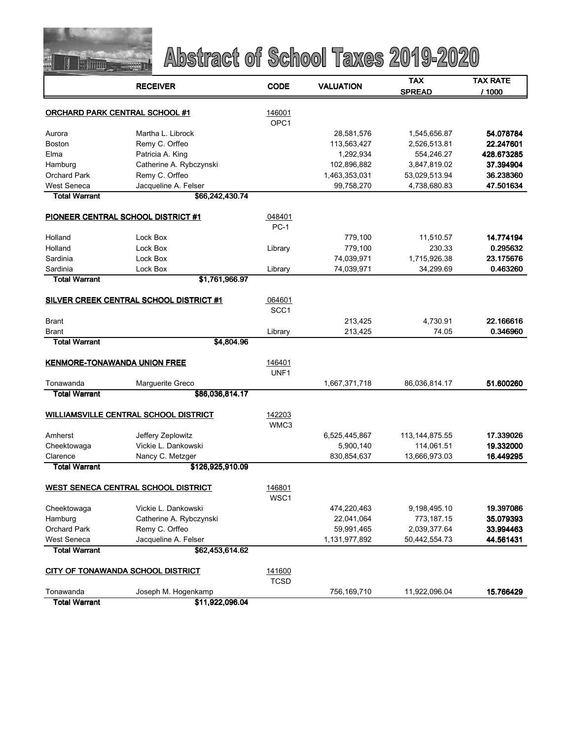# Abstract of School Taxes 2019-2020

| | RECEIVER | CODE | VALUATION | TAX SPREAD | TAX RATE / 1000 |
|---|---|---|---|---|---|
| **ORCHARD PARK CENTRAL SCHOOL #1** | | 146001 OPC1 | | | |
| Aurora | Martha L. Librock | | 28,581,576 | 1,545,656.87 | **54.078784** |
| Boston | Remy C. Orffeo | | 113,563,427 | 2,526,513.81 | **22.247601** |
| Elma | Patricia A. King | | 1,292,934 | 554,246.27 | **428.673285** |
| Hamburg | Catherine A. Rybczynski | | 102,896,882 | 3,847,819.02 | **37.394904** |
| Orchard Park | Remy C. Orffeo | | 1,463,353,031 | 53,029,513.94 | **36.238360** |
| West Seneca | Jacqueline A. Felser | | 99,758,270 | 4,738,680.83 | **47.501634** |
| **Total Warrant** | **$66,242,430.74** | | | | |
| **PIONEER CENTRAL SCHOOL DISTRICT #1** | | 048401 PC-1 | | | |
| Holland | Lock Box | | 779,100 | 11,510.57 | **14.774194** |
| Holland | Lock Box | Library | 779,100 | 230.33 | **0.295632** |
| Sardinia | Lock Box | | 74,039,971 | 1,715,926.38 | **23.175676** |
| Sardinia | Lock Box | Library | 74,039,971 | 34,299.69 | **0.463260** |
| **Total Warrant** | **$1,761,966.97** | | | | |
| **SILVER CREEK CENTRAL SCHOOL DISTRICT #1** | | 064601 SCC1 | | | |
| Brant | | | 213,425 | 4,730.91 | **22.166616** |
| Brant | | Library | 213,425 | 74.05 | **0.346960** |
| **Total Warrant** | **$4,804.96** | | | | |
| **KENMORE-TONAWANDA UNION FREE** | | 146401 UNF1 | | | |
| Tonawanda | Marguerite Greco | | 1,667,371,718 | 86,036,814.17 | **51.600260** |
| **Total Warrant** | **$86,036,814.17** | | | | |
| **WILLIAMSVILLE CENTRAL SCHOOL DISTRICT** | | 142203 WMC3 | | | |
| Amherst | Jeffery Zeplowitz | | 6,525,445,867 | 113,144,875.55 | **17.339026** |
| Cheektowaga | Vickie L. Dankowski | | 5,900,140 | 114,061.51 | **19.332000** |
| Clarence | Nancy C. Metzger | | 830,854,637 | 13,666,973.03 | **16.449295** |
| **Total Warrant** | **$126,925,910.09** | | | | |
| **WEST SENECA CENTRAL SCHOOL DISTRICT** | | 146801 WSC1 | | | |
| Cheektowaga | Vickie L. Dankowski | | 474,220,463 | 9,198,495.10 | **19.397086** |
| Hamburg | Catherine A. Rybczynski | | 22,041,064 | 773,187.15 | **35.079393** |
| Orchard Park | Remy C. Orffeo | | 59,991,465 | 2,039,377.64 | **33.994463** |
| West Seneca | Jacqueline A. Felser | | 1,131,977,892 | 50,442,554.73 | **44.561431** |
| **Total Warrant** | **$62,453,614.62** | | | | |
| **CITY OF TONAWANDA SCHOOL DISTRICT** | | 141600 TCSD | | | |
| Tonawanda | Joseph M. Hogenkamp | | 756,169,710 | 11,922,096.04 | **15.766429** |
| **Total Warrant** | **$11,922,096.04** | | | | |